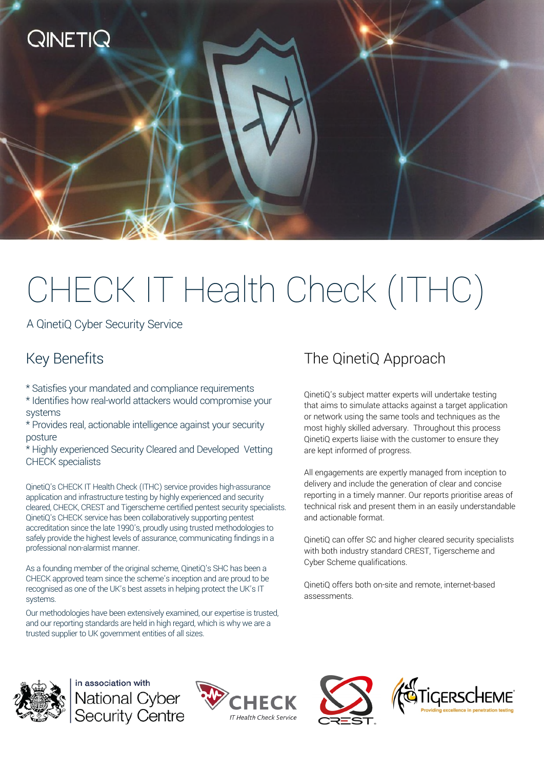# CHECK IT Health Check (ITHC)

A QinetiQ Cyber Security Service

## Key Benefits

* Satisfies your mandated and compliance requirements
* Identifies how real-world attackers would compromise your systems
* Provides real, actionable intelligence against your security posture
* Highly experienced Security Cleared and Developed Vetting CHECK specialists

QinetiQ's CHECK IT Health Check (ITHC) service provides high-assurance application and infrastructure testing by highly experienced and security cleared, CHECK, CREST and Tigerscheme certified pentest security specialists. QinetiQ's CHECK service has been collaboratively supporting pentest accreditation since the late 1990's, proudly using trusted methodologies to safely provide the highest levels of assurance, communicating findings in a professional non-alarmist manner.

As a founding member of the original scheme, QinetiQ's SHC has been a CHECK approved team since the scheme's inception and are proud to be recognised as one of the UK's best assets in helping protect the UK's IT systems.

Our methodologies have been extensively examined, our expertise is trusted, and our reporting standards are held in high regard, which is why we are a trusted supplier to UK government entities of all sizes.

## The QinetiQ Approach

QinetiQ's subject matter experts will undertake testing that aims to simulate attacks against a target application or network using the same tools and techniques as the most highly skilled adversary. Throughout this process QinetiQ experts liaise with the customer to ensure they are kept informed of progress.

All engagements are expertly managed from inception to delivery and include the generation of clear and concise reporting in a timely manner. Our reports prioritise areas of technical risk and present them in an easily understandable and actionable format.

QinetiQ can offer SC and higher cleared security specialists with both industry standard CREST, Tigerscheme and Cyber Scheme qualifications.

QinetiQ offers both on-site and remote, internet-based assessments.

in association with National Cyber Security Centre

CHECK IT Health Check Service

CREST

TIGERSCHEME Providing excellence in penetration testing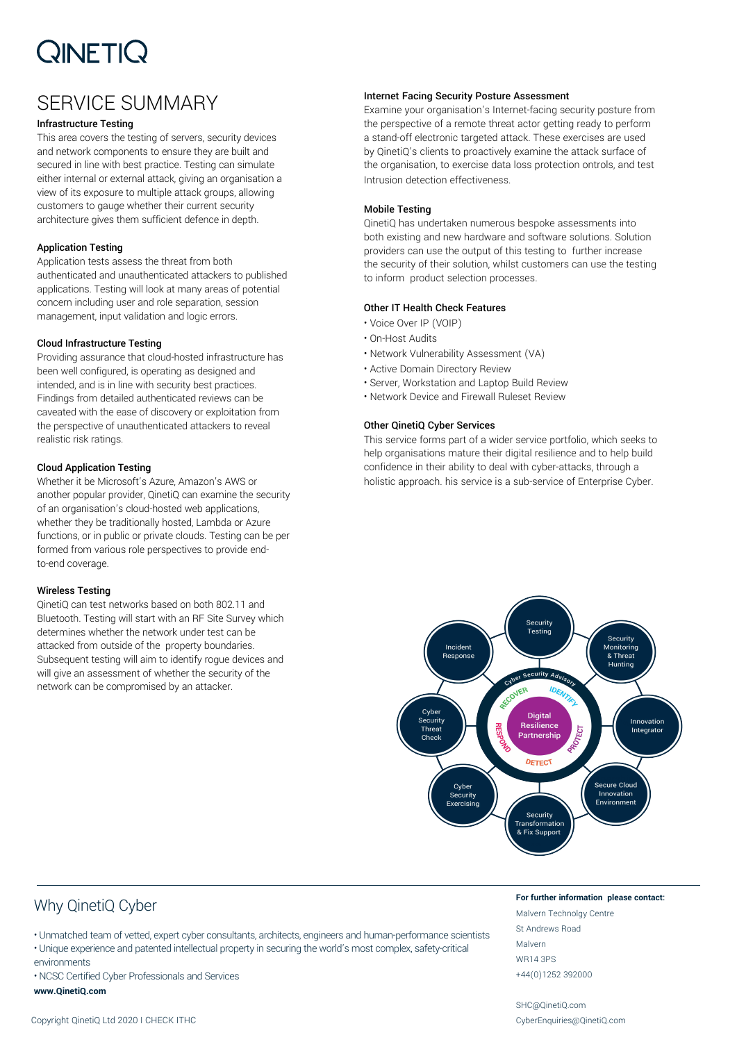# SERVICE SUMMARY

### Infrastructure Testing

This area covers the testing of servers, security devices and network components to ensure they are built and secured in line with best practice. Testing can simulate either internal or external attack, giving an organisation a view of its exposure to multiple attack groups, allowing customers to gauge whether their current security architecture gives them sufficient defence in depth.

### Application Testing

Application tests assess the threat from both authenticated and unauthenticated attackers to published applications. Testing will look at many areas of potential concern including user and role separation, session management, input validation and logic errors.

### Cloud Infrastructure Testing

Providing assurance that cloud-hosted infrastructure has been well configured, is operating as designed and intended, and is in line with security best practices. Findings from detailed authenticated reviews can be caveated with the ease of discovery or exploitation from the perspective of unauthenticated attackers to reveal realistic risk ratings.

### Cloud Application Testing

Whether it be Microsoft's Azure, Amazon's AWS or another popular provider, QinetiQ can examine the security of an organisation's cloud-hosted web applications, whether they be traditionally hosted, Lambda or Azure functions, or in public or private clouds. Testing can be per formed from various role perspectives to provide end-to-end coverage.

### Wireless Testing

QinetiQ can test networks based on both 802.11 and Bluetooth. Testing will start with an RF Site Survey which determines whether the network under test can be attacked from outside of the property boundaries. Subsequent testing will aim to identify rogue devices and will give an assessment of whether the security of the network can be compromised by an attacker.

### Internet Facing Security Posture Assessment

Examine your organisation's Internet-facing security posture from the perspective of a remote threat actor getting ready to perform a stand-off electronic targeted attack. These exercises are used by QinetiQ's clients to proactively examine the attack surface of the organisation, to exercise data loss protection ontrols, and test Intrusion detection effectiveness.

### Mobile Testing

QinetiQ has undertaken numerous bespoke assessments into both existing and new hardware and software solutions. Solution providers can use the output of this testing to further increase the security of their solution, whilst customers can use the testing to inform product selection processes.

### Other IT Health Check Features

- Voice Over IP (VOIP)
- On-Host Audits
- Network Vulnerability Assessment (VA)
- Active Domain Directory Review
- Server, Workstation and Laptop Build Review
- Network Device and Firewall Ruleset Review

### Other QinetiQ Cyber Services

This service forms part of a wider service portfolio, which seeks to help organisations mature their digital resilience and to help build confidence in their ability to deal with cyber-attacks, through a holistic approach. his service is a sub-service of Enterprise Cyber.

Security Testing
Security Monitoring & Threat Hunting
Innovation Integrator
Secure Cloud Innovation Environment
Security Transformation & Fix Support
Cyber Security Exercising
Cyber Security Threat Check
Incident Response
Cyber Security Advisory
IDENTIFY
PROTECT
DETECT
RESPOND
RECOVER
Digital Resilience Partnership

## Why QinetiQ Cyber

- Unmatched team of vetted, expert cyber consultants, architects, engineers and human-performance scientists
- Unique experience and patented intellectual property in securing the world's most complex, safety-critical environments
- NCSC Certified Cyber Professionals and Services

**www.QinetiQ.com**

**For further information please contact:**

Malvern Technolgy Centre
St Andrews Road
Malvern
WR14 3PS
+44(0)1252 392000

SHC@QinetiQ.com
CyberEnquiries@QinetiQ.com

Copyright QinetiQ Ltd 2020 I CHECK ITHC